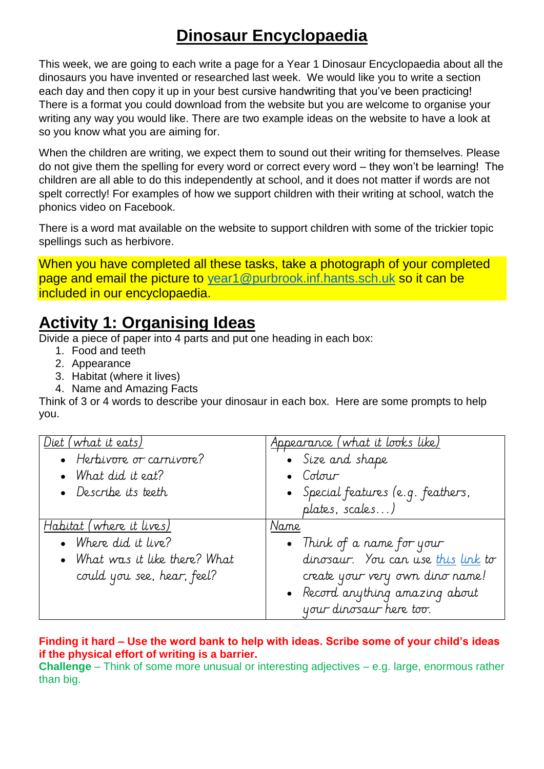# Dinosaur Encyclopaedia

This week, we are going to each write a page for a Year 1 Dinosaur Encyclopaedia about all the dinosaurs you have invented or researched last week. We would like you to write a section each day and then copy it up in your best cursive handwriting that you've been practicing! There is a format you could download from the website but you are welcome to organise your writing any way you would like. There are two example ideas on the website to have a look at so you know what you are aiming for.

When the children are writing, we expect them to sound out their writing for themselves. Please do not give them the spelling for every word or correct every word – they won't be learning! The children are all able to do this independently at school, and it does not matter if words are not spelt correctly! For examples of how we support children with their writing at school, watch the phonics video on Facebook.

There is a word mat available on the website to support children with some of the trickier topic spellings such as herbivore.

When you have completed all these tasks, take a photograph of your completed page and email the picture to year1@purbrook.inf.hants.sch.uk so it can be included in our encyclopaedia.

## Activity 1: Organising Ideas

Divide a piece of paper into 4 parts and put one heading in each box:

1. Food and teeth
2. Appearance
3. Habitat (where it lives)
4. Name and Amazing Facts

Think of 3 or 4 words to describe your dinosaur in each box. Here are some prompts to help you.

| Diet (what it eats) | Appearance (what it looks like) |
|---|---|
| • Herbivore or carnivore?<br>• What did it eat?<br>• Describe its teeth | • Size and shape<br>• Colour<br>• Special features (e.g. feathers, plates, scales…) |
| **Habitat (where it lives)** | **Name** |
| • Where did it live?<br>• What was it like there? What could you see, hear, feel? | • Think of a name for your dinosaur. You can use this link to create your very own dino name!<br>• Record anything amazing about your dinosaur here too. |

**Finding it hard – Use the word bank to help with ideas. Scribe some of your child's ideas if the physical effort of writing is a barrier.**

**Challenge** – Think of some more unusual or interesting adjectives – e.g. large, enormous rather than big.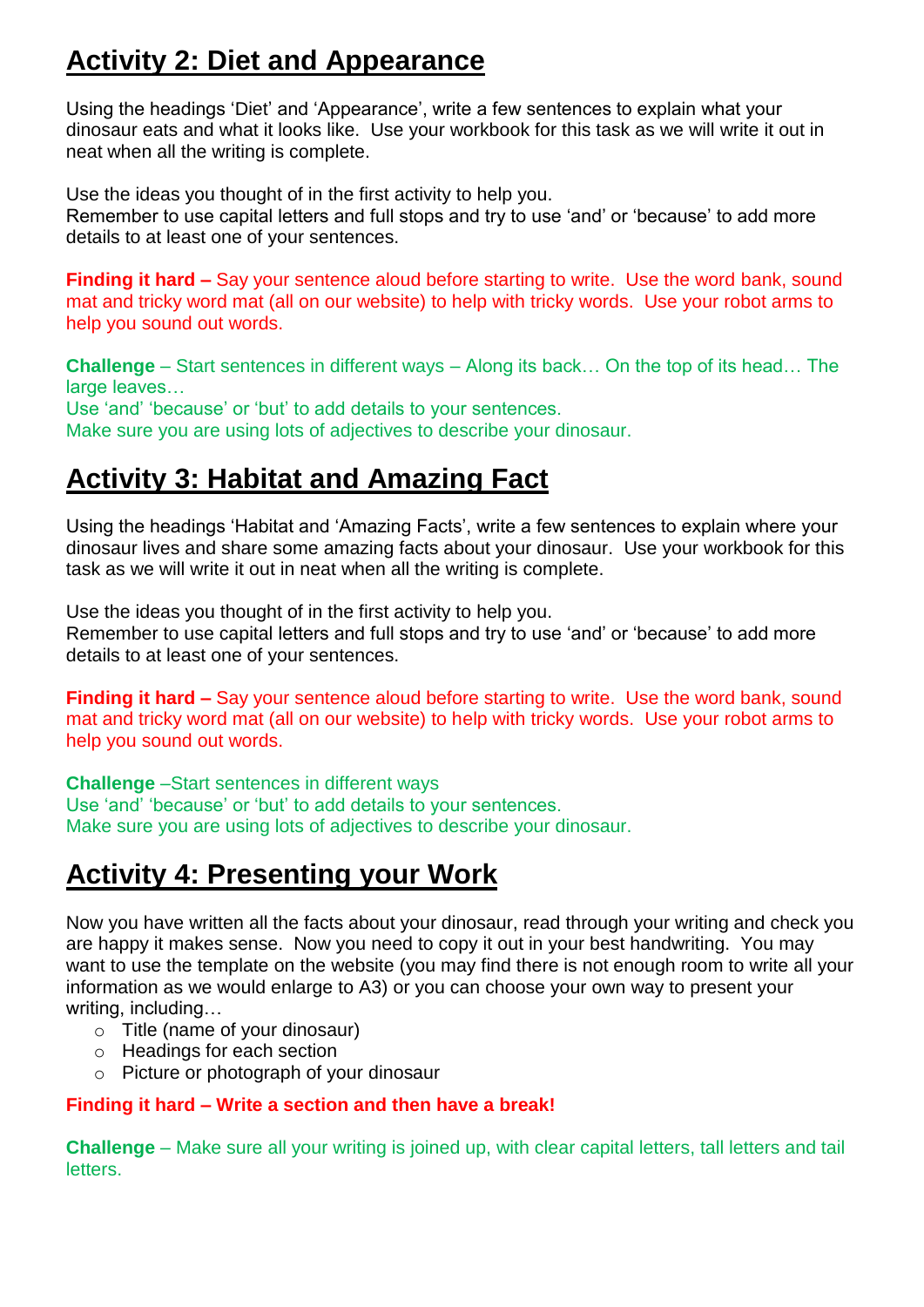## Activity 2: Diet and Appearance

Using the headings 'Diet' and 'Appearance', write a few sentences to explain what your dinosaur eats and what it looks like. Use your workbook for this task as we will write it out in neat when all the writing is complete.

Use the ideas you thought of in the first activity to help you.
Remember to use capital letters and full stops and try to use 'and' or 'because' to add more details to at least one of your sentences.

**Finding it hard –** Say your sentence aloud before starting to write. Use the word bank, sound mat and tricky word mat (all on our website) to help with tricky words. Use your robot arms to help you sound out words.

**Challenge** – Start sentences in different ways – Along its back… On the top of its head… The large leaves…
Use 'and' 'because' or 'but' to add details to your sentences.
Make sure you are using lots of adjectives to describe your dinosaur.

## Activity 3: Habitat and Amazing Fact

Using the headings 'Habitat and 'Amazing Facts', write a few sentences to explain where your dinosaur lives and share some amazing facts about your dinosaur. Use your workbook for this task as we will write it out in neat when all the writing is complete.

Use the ideas you thought of in the first activity to help you.
Remember to use capital letters and full stops and try to use 'and' or 'because' to add more details to at least one of your sentences.

**Finding it hard –** Say your sentence aloud before starting to write. Use the word bank, sound mat and tricky word mat (all on our website) to help with tricky words. Use your robot arms to help you sound out words.

**Challenge** –Start sentences in different ways
Use 'and' 'because' or 'but' to add details to your sentences.
Make sure you are using lots of adjectives to describe your dinosaur.

## Activity 4: Presenting your Work

Now you have written all the facts about your dinosaur, read through your writing and check you are happy it makes sense. Now you need to copy it out in your best handwriting. You may want to use the template on the website (you may find there is not enough room to write all your information as we would enlarge to A3) or you can choose your own way to present your writing, including…

- Title (name of your dinosaur)
- Headings for each section
- Picture or photograph of your dinosaur

**Finding it hard – Write a section and then have a break!**

**Challenge** – Make sure all your writing is joined up, with clear capital letters, tall letters and tail letters.